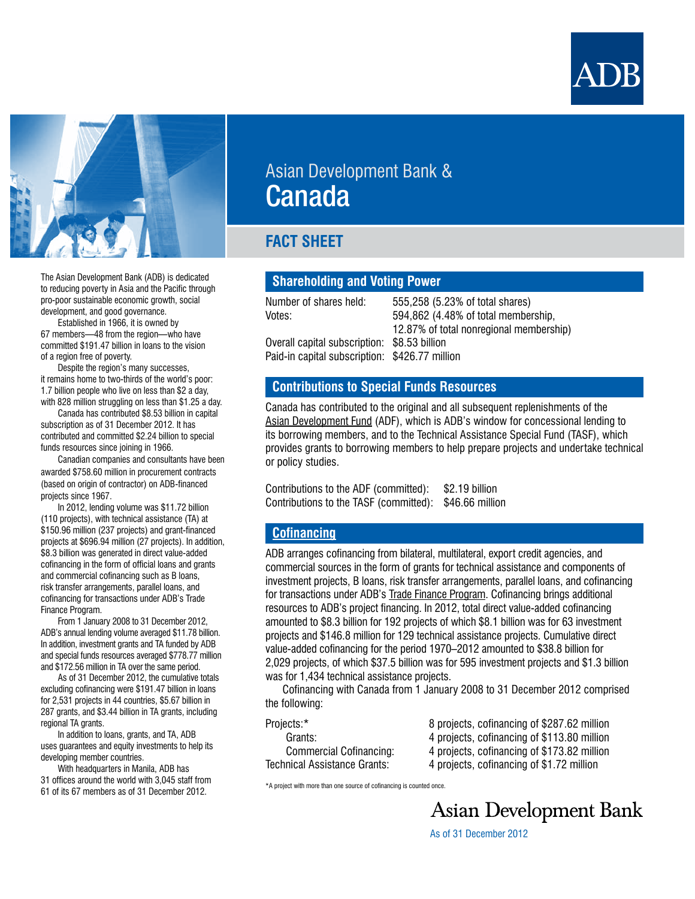# Asian Development Bank & Canada

## FACT SHEET

The Asian Development Bank (ADB) is dedicated to reducing poverty in Asia and the Pacific through pro-poor sustainable economic growth, social development, and good governance.

Established in 1966, it is owned by 67 members—48 from the region—who have committed $191.47 billion in loans to the vision of a region free of poverty.

Despite the region's many successes, it remains home to two-thirds of the world's poor: 1.7 billion people who live on less than $2 a day, with 828 million struggling on less than $1.25 a day.

Canada has contributed $8.53 billion in capital subscription as of 31 December 2012. It has contributed and committed $2.24 billion to special funds resources since joining in 1966.

Canadian companies and consultants have been awarded $758.60 million in procurement contracts (based on origin of contractor) on ADB-financed projects since 1967.

In 2012, lending volume was $11.72 billion (110 projects), with technical assistance (TA) at $150.96 million (237 projects) and grant-financed projects at $696.94 million (27 projects). In addition, $8.3 billion was generated in direct value-added cofinancing in the form of official loans and grants and commercial cofinancing such as B loans, risk transfer arrangements, parallel loans, and cofinancing for transactions under ADB's Trade Finance Program.

From 1 January 2008 to 31 December 2012, ADB's annual lending volume averaged $11.78 billion. In addition, investment grants and TA funded by ADB and special funds resources averaged $778.77 million and $172.56 million in TA over the same period.

As of 31 December 2012, the cumulative totals excluding cofinancing were $191.47 billion in loans for 2,531 projects in 44 countries, $5.67 billion in 287 grants, and $3.44 billion in TA grants, including regional TA grants.

In addition to loans, grants, and TA, ADB uses guarantees and equity investments to help its developing member countries.

With headquarters in Manila, ADB has 31 offices around the world with 3,045 staff from 61 of its 67 members as of 31 December 2012.

### Shareholding and Voting Power

| | |
|---|---|
| Number of shares held: | 555,258 (5.23% of total shares) |
| Votes: | 594,862 (4.48% of total membership, 12.87% of total nonregional membership) |
| Overall capital subscription: | $8.53 billion |
| Paid-in capital subscription: | $426.77 million |

### Contributions to Special Funds Resources

Canada has contributed to the original and all subsequent replenishments of the Asian Development Fund (ADF), which is ADB's window for concessional lending to its borrowing members, and to the Technical Assistance Special Fund (TASF), which provides grants to borrowing members to help prepare projects and undertake technical or policy studies.

| | |
|---|---|
| Contributions to the ADF (committed): | $2.19 billion |
| Contributions to the TASF (committed): | $46.66 million |

### Cofinancing

ADB arranges cofinancing from bilateral, multilateral, export credit agencies, and commercial sources in the form of grants for technical assistance and components of investment projects, B loans, risk transfer arrangements, parallel loans, and cofinancing for transactions under ADB's Trade Finance Program. Cofinancing brings additional resources to ADB's project financing. In 2012, total direct value-added cofinancing amounted to $8.3 billion for 192 projects of which $8.1 billion was for 63 investment projects and $146.8 million for 129 technical assistance projects. Cumulative direct value-added cofinancing for the period 1970–2012 amounted to $38.8 billion for 2,029 projects, of which $37.5 billion was for 595 investment projects and $1.3 billion was for 1,434 technical assistance projects.

Cofinancing with Canada from 1 January 2008 to 31 December 2012 comprised the following:

| | |
|---|---|
| Projects:* | 8 projects, cofinancing of $287.62 million |
| Grants: | 4 projects, cofinancing of $113.80 million |
| Commercial Cofinancing: | 4 projects, cofinancing of $173.82 million |
| Technical Assistance Grants: | 4 projects, cofinancing of $1.72 million |

*A project with more than one source of cofinancing is counted once.

Asian Development Bank

As of 31 December 2012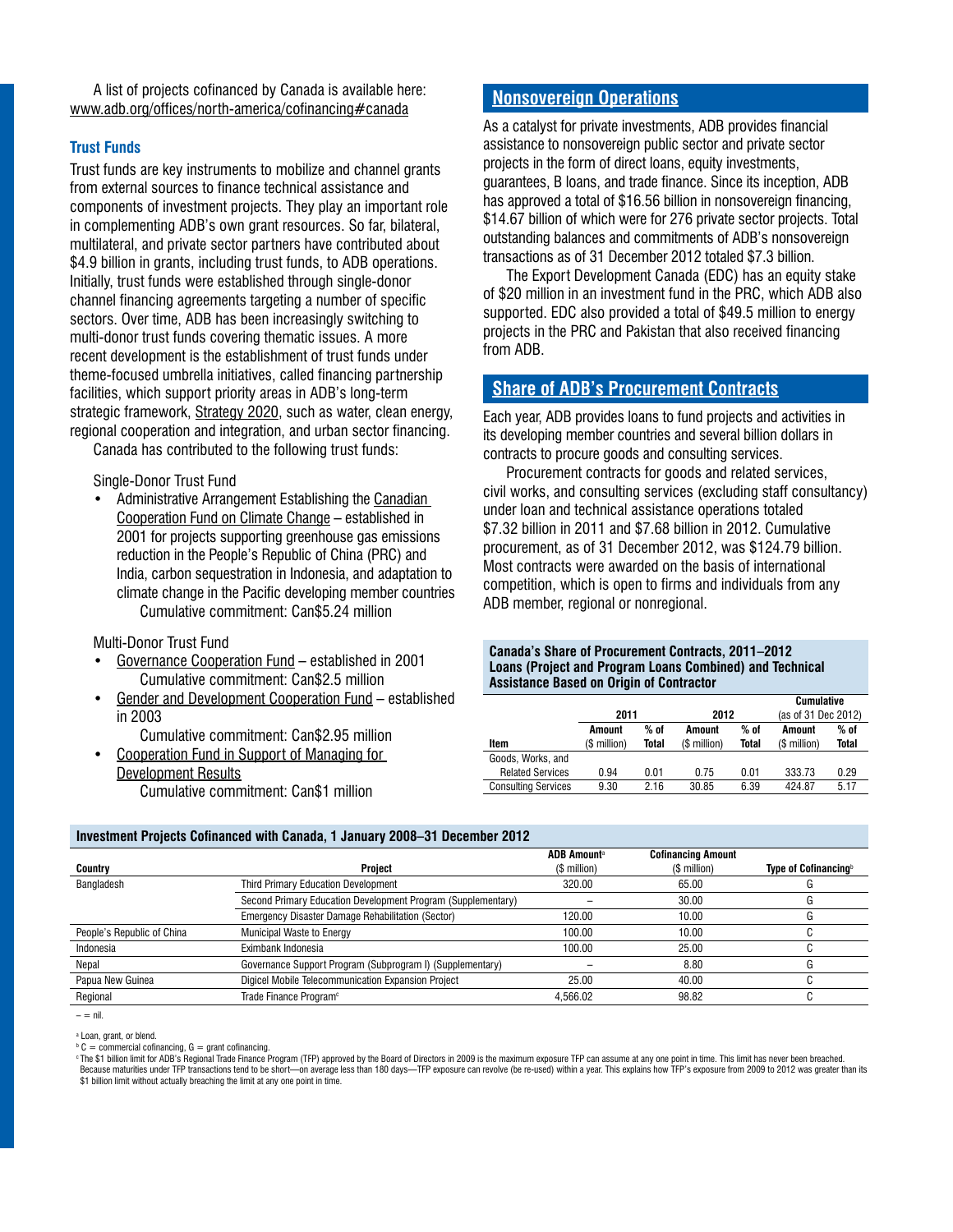A list of projects cofinanced by Canada is available here: www.adb.org/offices/north-america/cofinancing#canada

### Trust Funds

Trust funds are key instruments to mobilize and channel grants from external sources to finance technical assistance and components of investment projects. They play an important role in complementing ADB's own grant resources. So far, bilateral, multilateral, and private sector partners have contributed about $4.9 billion in grants, including trust funds, to ADB operations. Initially, trust funds were established through single-donor channel financing agreements targeting a number of specific sectors. Over time, ADB has been increasingly switching to multi-donor trust funds covering thematic issues. A more recent development is the establishment of trust funds under theme-focused umbrella initiatives, called financing partnership facilities, which support priority areas in ADB's long-term strategic framework, Strategy 2020, such as water, clean energy, regional cooperation and integration, and urban sector financing.

Canada has contributed to the following trust funds:

Single-Donor Trust Fund

- Administrative Arrangement Establishing the Canadian Cooperation Fund on Climate Change – established in 2001 for projects supporting greenhouse gas emissions reduction in the People's Republic of China (PRC) and India, carbon sequestration in Indonesia, and adaptation to climate change in the Pacific developing member countries
  Cumulative commitment: Can$5.24 million

Multi-Donor Trust Fund

- Governance Cooperation Fund – established in 2001
  Cumulative commitment: Can$2.5 million
- Gender and Development Cooperation Fund – established in 2003
  Cumulative commitment: Can$2.95 million
- Cooperation Fund in Support of Managing for Development Results
  Cumulative commitment: Can$1 million

## Nonsovereign Operations

As a catalyst for private investments, ADB provides financial assistance to nonsovereign public sector and private sector projects in the form of direct loans, equity investments, guarantees, B loans, and trade finance. Since its inception, ADB has approved a total of $16.56 billion in nonsovereign financing, $14.67 billion of which were for 276 private sector projects. Total outstanding balances and commitments of ADB's nonsovereign transactions as of 31 December 2012 totaled $7.3 billion.

The Export Development Canada (EDC) has an equity stake of $20 million in an investment fund in the PRC, which ADB also supported. EDC also provided a total of $49.5 million to energy projects in the PRC and Pakistan that also received financing from ADB.

## Share of ADB's Procurement Contracts

Each year, ADB provides loans to fund projects and activities in its developing member countries and several billion dollars in contracts to procure goods and consulting services.

Procurement contracts for goods and related services, civil works, and consulting services (excluding staff consultancy) under loan and technical assistance operations totaled $7.32 billion in 2011 and $7.68 billion in 2012. Cumulative procurement, as of 31 December 2012, was $124.79 billion. Most contracts were awarded on the basis of international competition, which is open to firms and individuals from any ADB member, regional or nonregional.

**Canada's Share of Procurement Contracts, 2011–2012 Loans (Project and Program Loans Combined) and Technical Assistance Based on Origin of Contractor**

| | 2011 | | 2012 | | Cumulative (as of 31 Dec 2012) | |
|---|---|---|---|---|---|---|
| Item | Amount ($ million) | % of Total | Amount ($ million) | % of Total | Amount ($ million) | % of Total |
| Goods, Works, and Related Services | 0.94 | 0.01 | 0.75 | 0.01 | 333.73 | 0.29 |
| Consulting Services | 9.30 | 2.16 | 30.85 | 6.39 | 424.87 | 5.17 |

**Investment Projects Cofinanced with Canada, 1 January 2008–31 December 2012**

| Country | Project | ADB Amount[a] ($ million) | Cofinancing Amount ($ million) | Type of Cofinancing[b] |
|---|---|---|---|---|
| Bangladesh | Third Primary Education Development | 320.00 | 65.00 | G |
| | Second Primary Education Development Program (Supplementary) | – | 30.00 | G |
| | Emergency Disaster Damage Rehabilitation (Sector) | 120.00 | 10.00 | G |
| People's Republic of China | Municipal Waste to Energy | 100.00 | 10.00 | C |
| Indonesia | Eximbank Indonesia | 100.00 | 25.00 | C |
| Nepal | Governance Support Program (Subprogram I) (Supplementary) | – | 8.80 | G |
| Papua New Guinea | Digicel Mobile Telecommunication Expansion Project | 25.00 | 40.00 | C |
| Regional | Trade Finance Program[c] | 4,566.02 | 98.82 | C |

– = nil.

[a] Loan, grant, or blend.

[b] C = commercial cofinancing, G = grant cofinancing.

[c] The $1 billion limit for ADB's Regional Trade Finance Program (TFP) approved by the Board of Directors in 2009 is the maximum exposure TFP can assume at any one point in time. This limit has never been breached. Because maturities under TFP transactions tend to be short—on average less than 180 days—TFP exposure can revolve (be re-used) within a year. This explains how TFP's exposure from 2009 to 2012 was greater than its $1 billion limit without actually breaching the limit at any one point in time.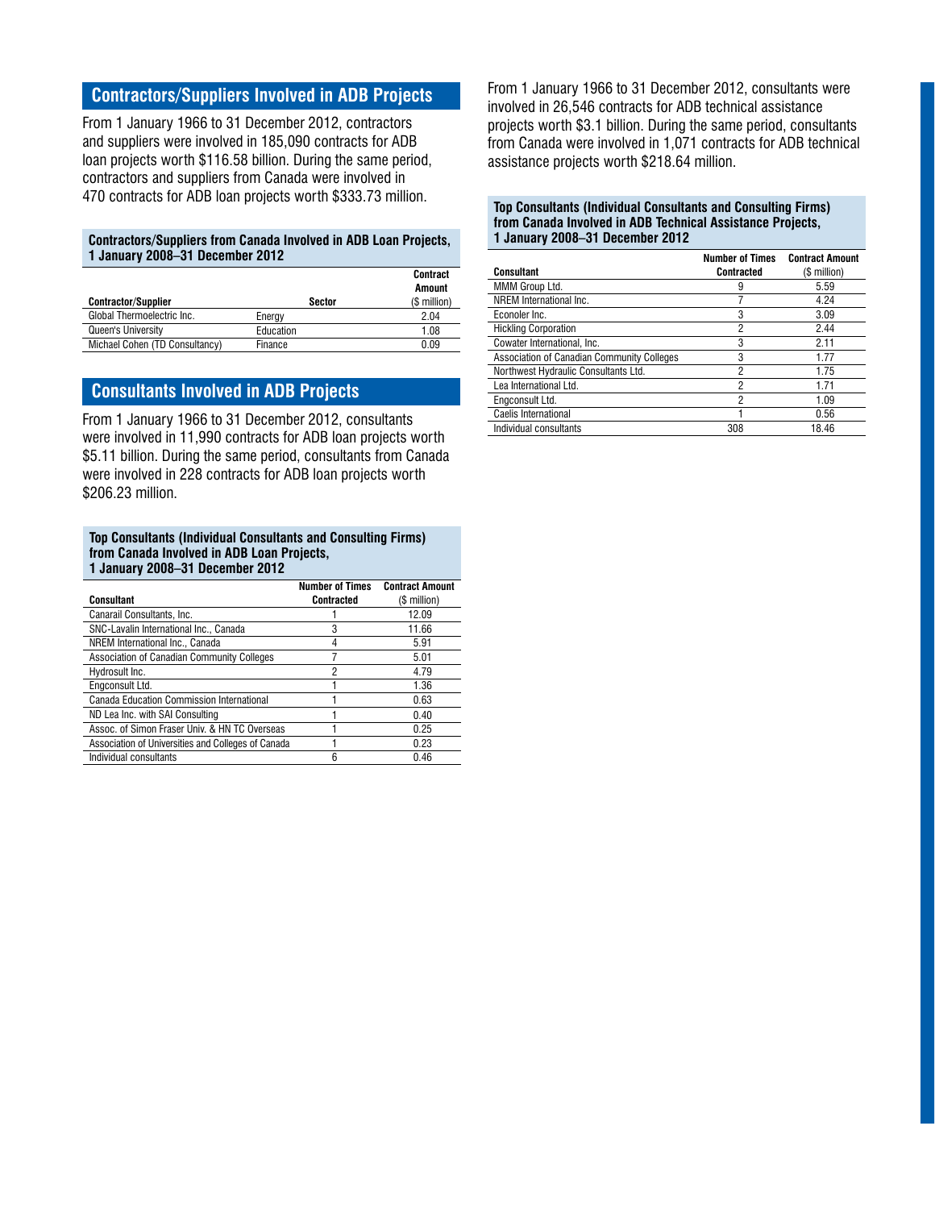## Contractors/Suppliers Involved in ADB Projects

From 1 January 1966 to 31 December 2012, contractors and suppliers were involved in 185,090 contracts for ADB loan projects worth $116.58 billion. During the same period, contractors and suppliers from Canada were involved in 470 contracts for ADB loan projects worth $333.73 million.

**Contractors/Suppliers from Canada Involved in ADB Loan Projects, 1 January 2008–31 December 2012**

| Contractor/Supplier | Sector | Contract Amount ($ million) |
|---|---|---|
| Global Thermoelectric Inc. | Energy | 2.04 |
| Queen's University | Education | 1.08 |
| Michael Cohen (TD Consultancy) | Finance | 0.09 |

## Consultants Involved in ADB Projects

From 1 January 1966 to 31 December 2012, consultants were involved in 11,990 contracts for ADB loan projects worth $5.11 billion. During the same period, consultants from Canada were involved in 228 contracts for ADB loan projects worth $206.23 million.

**Top Consultants (Individual Consultants and Consulting Firms) from Canada Involved in ADB Loan Projects, 1 January 2008–31 December 2012**

| Consultant | Number of Times Contracted | Contract Amount ($ million) |
|---|---|---|
| Canarail Consultants, Inc. | 1 | 12.09 |
| SNC-Lavalin International Inc., Canada | 3 | 11.66 |
| NREM International Inc., Canada | 4 | 5.91 |
| Association of Canadian Community Colleges | 7 | 5.01 |
| Hydrosult Inc. | 2 | 4.79 |
| Engconsult Ltd. | 1 | 1.36 |
| Canada Education Commission International | 1 | 0.63 |
| ND Lea Inc. with SAI Consulting | 1 | 0.40 |
| Assoc. of Simon Fraser Univ. & HN TC Overseas | 1 | 0.25 |
| Association of Universities and Colleges of Canada | 1 | 0.23 |
| Individual consultants | 6 | 0.46 |

From 1 January 1966 to 31 December 2012, consultants were involved in 26,546 contracts for ADB technical assistance projects worth $3.1 billion. During the same period, consultants from Canada were involved in 1,071 contracts for ADB technical assistance projects worth $218.64 million.

**Top Consultants (Individual Consultants and Consulting Firms) from Canada Involved in ADB Technical Assistance Projects, 1 January 2008–31 December 2012**

| Consultant | Number of Times Contracted | Contract Amount ($ million) |
|---|---|---|
| MMM Group Ltd. | 9 | 5.59 |
| NREM International Inc. | 7 | 4.24 |
| Econoler Inc. | 3 | 3.09 |
| Hickling Corporation | 2 | 2.44 |
| Cowater International, Inc. | 3 | 2.11 |
| Association of Canadian Community Colleges | 3 | 1.77 |
| Northwest Hydraulic Consultants Ltd. | 2 | 1.75 |
| Lea International Ltd. | 2 | 1.71 |
| Engconsult Ltd. | 2 | 1.09 |
| Caelis International | 1 | 0.56 |
| Individual consultants | 308 | 18.46 |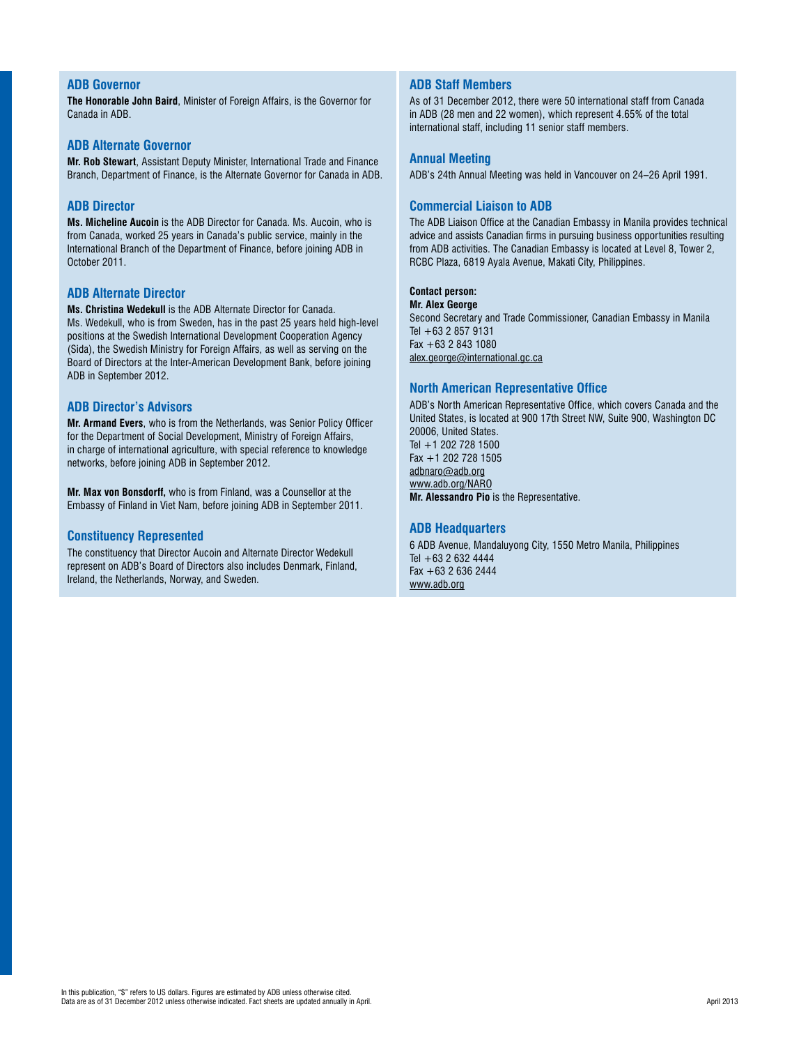## ADB Governor

**The Honorable John Baird**, Minister of Foreign Affairs, is the Governor for Canada in ADB.

## ADB Alternate Governor

**Mr. Rob Stewart**, Assistant Deputy Minister, International Trade and Finance Branch, Department of Finance, is the Alternate Governor for Canada in ADB.

## ADB Director

**Ms. Micheline Aucoin** is the ADB Director for Canada. Ms. Aucoin, who is from Canada, worked 25 years in Canada's public service, mainly in the International Branch of the Department of Finance, before joining ADB in October 2011.

## ADB Alternate Director

**Ms. Christina Wedekull** is the ADB Alternate Director for Canada. Ms. Wedekull, who is from Sweden, has in the past 25 years held high-level positions at the Swedish International Development Cooperation Agency (Sida), the Swedish Ministry for Foreign Affairs, as well as serving on the Board of Directors at the Inter-American Development Bank, before joining ADB in September 2012.

## ADB Director's Advisors

**Mr. Armand Evers**, who is from the Netherlands, was Senior Policy Officer for the Department of Social Development, Ministry of Foreign Affairs, in charge of international agriculture, with special reference to knowledge networks, before joining ADB in September 2012.

**Mr. Max von Bonsdorff,** who is from Finland, was a Counsellor at the Embassy of Finland in Viet Nam, before joining ADB in September 2011.

## Constituency Represented

The constituency that Director Aucoin and Alternate Director Wedekull represent on ADB's Board of Directors also includes Denmark, Finland, Ireland, the Netherlands, Norway, and Sweden.

## ADB Staff Members

As of 31 December 2012, there were 50 international staff from Canada in ADB (28 men and 22 women), which represent 4.65% of the total international staff, including 11 senior staff members.

## Annual Meeting

ADB's 24th Annual Meeting was held in Vancouver on 24–26 April 1991.

## Commercial Liaison to ADB

The ADB Liaison Office at the Canadian Embassy in Manila provides technical advice and assists Canadian firms in pursuing business opportunities resulting from ADB activities. The Canadian Embassy is located at Level 8, Tower 2, RCBC Plaza, 6819 Ayala Avenue, Makati City, Philippines.

**Contact person:**
**Mr. Alex George**
Second Secretary and Trade Commissioner, Canadian Embassy in Manila
Tel +63 2 857 9131
Fax +63 2 843 1080
alex.george@international.gc.ca

## North American Representative Office

ADB's North American Representative Office, which covers Canada and the United States, is located at 900 17th Street NW, Suite 900, Washington DC 20006, United States.
Tel +1 202 728 1500
Fax +1 202 728 1505
adbnaro@adb.org
www.adb.org/NARO
**Mr. Alessandro Pio** is the Representative.

## ADB Headquarters

6 ADB Avenue, Mandaluyong City, 1550 Metro Manila, Philippines
Tel +63 2 632 4444
Fax +63 2 636 2444
www.adb.org

In this publication, "$" refers to US dollars. Figures are estimated by ADB unless otherwise cited.
Data are as of 31 December 2012 unless otherwise indicated. Fact sheets are updated annually in April.

April 2013